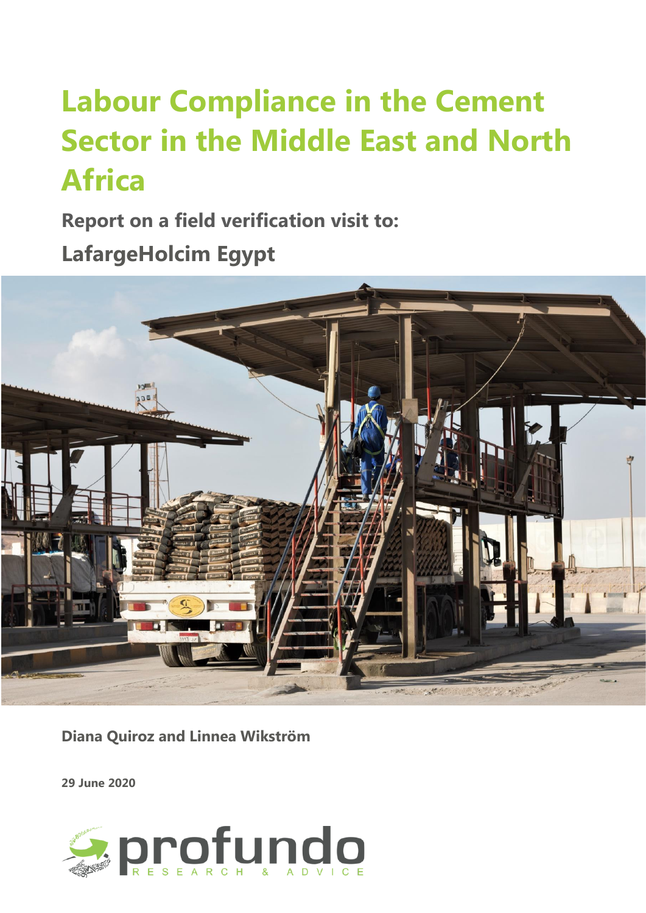# Labour Compliance in the Cement Sector in the Middle East and North Africa

**Report on a field verification visit to:**

**LafargeHolcim Egypt**

**Diana Quiroz and Linnea Wikström**

**29 June 2020**

profundo
RESEARCH & ADVICE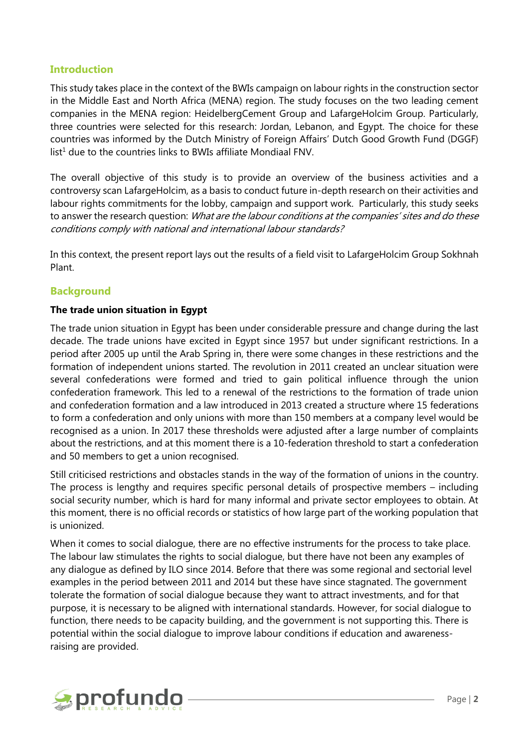## Introduction

This study takes place in the context of the BWIs campaign on labour rights in the construction sector in the Middle East and North Africa (MENA) region. The study focuses on the two leading cement companies in the MENA region: HeidelbergCement Group and LafargeHolcim Group. Particularly, three countries were selected for this research: Jordan, Lebanon, and Egypt. The choice for these countries was informed by the Dutch Ministry of Foreign Affairs' Dutch Good Growth Fund (DGGF) list[1] due to the countries links to BWIs affiliate Mondiaal FNV.

The overall objective of this study is to provide an overview of the business activities and a controversy scan LafargeHolcim, as a basis to conduct future in-depth research on their activities and labour rights commitments for the lobby, campaign and support work. Particularly, this study seeks to answer the research question: *What are the labour conditions at the companies' sites and do these conditions comply with national and international labour standards?*

In this context, the present report lays out the results of a field visit to LafargeHolcim Group Sokhnah Plant.

## Background

### The trade union situation in Egypt

The trade union situation in Egypt has been under considerable pressure and change during the last decade. The trade unions have excited in Egypt since 1957 but under significant restrictions. In a period after 2005 up until the Arab Spring in, there were some changes in these restrictions and the formation of independent unions started. The revolution in 2011 created an unclear situation were several confederations were formed and tried to gain political influence through the union confederation framework. This led to a renewal of the restrictions to the formation of trade union and confederation formation and a law introduced in 2013 created a structure where 15 federations to form a confederation and only unions with more than 150 members at a company level would be recognised as a union. In 2017 these thresholds were adjusted after a large number of complaints about the restrictions, and at this moment there is a 10-federation threshold to start a confederation and 50 members to get a union recognised.

Still criticised restrictions and obstacles stands in the way of the formation of unions in the country. The process is lengthy and requires specific personal details of prospective members – including social security number, which is hard for many informal and private sector employees to obtain. At this moment, there is no official records or statistics of how large part of the working population that is unionized.

When it comes to social dialogue, there are no effective instruments for the process to take place. The labour law stimulates the rights to social dialogue, but there have not been any examples of any dialogue as defined by ILO since 2014. Before that there was some regional and sectorial level examples in the period between 2011 and 2014 but these have since stagnated. The government tolerate the formation of social dialogue because they want to attract investments, and for that purpose, it is necessary to be aligned with international standards. However, for social dialogue to function, there needs to be capacity building, and the government is not supporting this. There is potential within the social dialogue to improve labour conditions if education and awareness-raising are provided.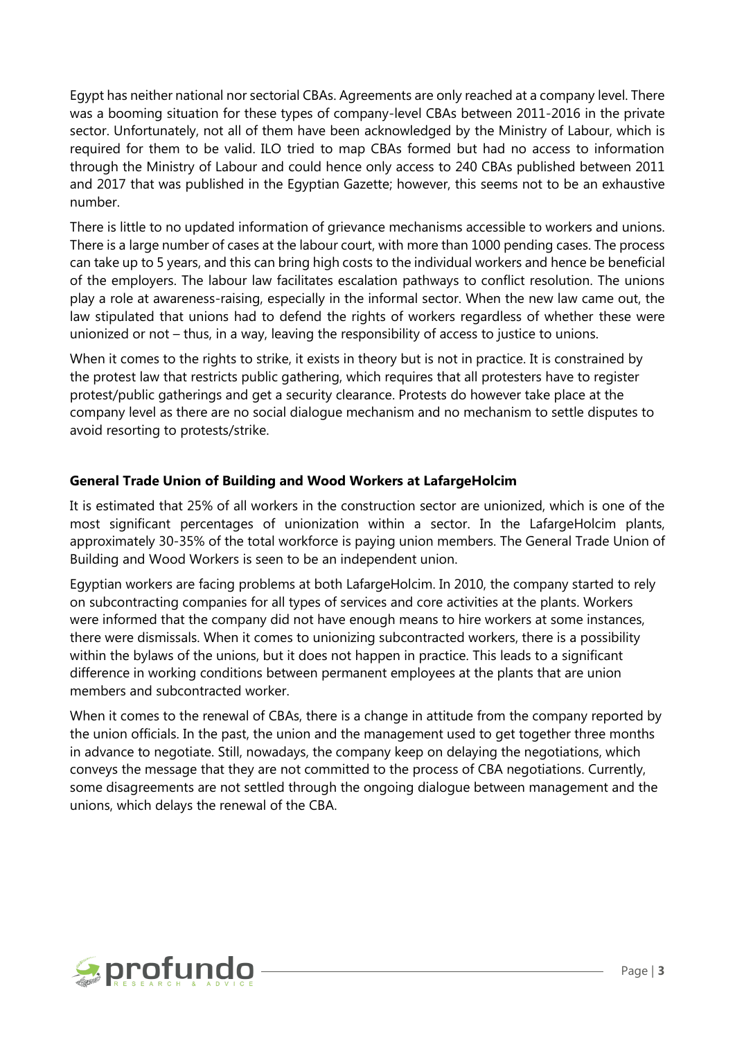Egypt has neither national nor sectorial CBAs. Agreements are only reached at a company level. There was a booming situation for these types of company-level CBAs between 2011-2016 in the private sector. Unfortunately, not all of them have been acknowledged by the Ministry of Labour, which is required for them to be valid. ILO tried to map CBAs formed but had no access to information through the Ministry of Labour and could hence only access to 240 CBAs published between 2011 and 2017 that was published in the Egyptian Gazette; however, this seems not to be an exhaustive number.

There is little to no updated information of grievance mechanisms accessible to workers and unions. There is a large number of cases at the labour court, with more than 1000 pending cases. The process can take up to 5 years, and this can bring high costs to the individual workers and hence be beneficial of the employers. The labour law facilitates escalation pathways to conflict resolution. The unions play a role at awareness-raising, especially in the informal sector. When the new law came out, the law stipulated that unions had to defend the rights of workers regardless of whether these were unionized or not – thus, in a way, leaving the responsibility of access to justice to unions.

When it comes to the rights to strike, it exists in theory but is not in practice. It is constrained by the protest law that restricts public gathering, which requires that all protesters have to register protest/public gatherings and get a security clearance. Protests do however take place at the company level as there are no social dialogue mechanism and no mechanism to settle disputes to avoid resorting to protests/strike.

### General Trade Union of Building and Wood Workers at LafargeHolcim

It is estimated that 25% of all workers in the construction sector are unionized, which is one of the most significant percentages of unionization within a sector. In the LafargeHolcim plants, approximately 30-35% of the total workforce is paying union members. The General Trade Union of Building and Wood Workers is seen to be an independent union.

Egyptian workers are facing problems at both LafargeHolcim. In 2010, the company started to rely on subcontracting companies for all types of services and core activities at the plants. Workers were informed that the company did not have enough means to hire workers at some instances, there were dismissals. When it comes to unionizing subcontracted workers, there is a possibility within the bylaws of the unions, but it does not happen in practice. This leads to a significant difference in working conditions between permanent employees at the plants that are union members and subcontracted worker.

When it comes to the renewal of CBAs, there is a change in attitude from the company reported by the union officials. In the past, the union and the management used to get together three months in advance to negotiate. Still, nowadays, the company keep on delaying the negotiations, which conveys the message that they are not committed to the process of CBA negotiations. Currently, some disagreements are not settled through the ongoing dialogue between management and the unions, which delays the renewal of the CBA.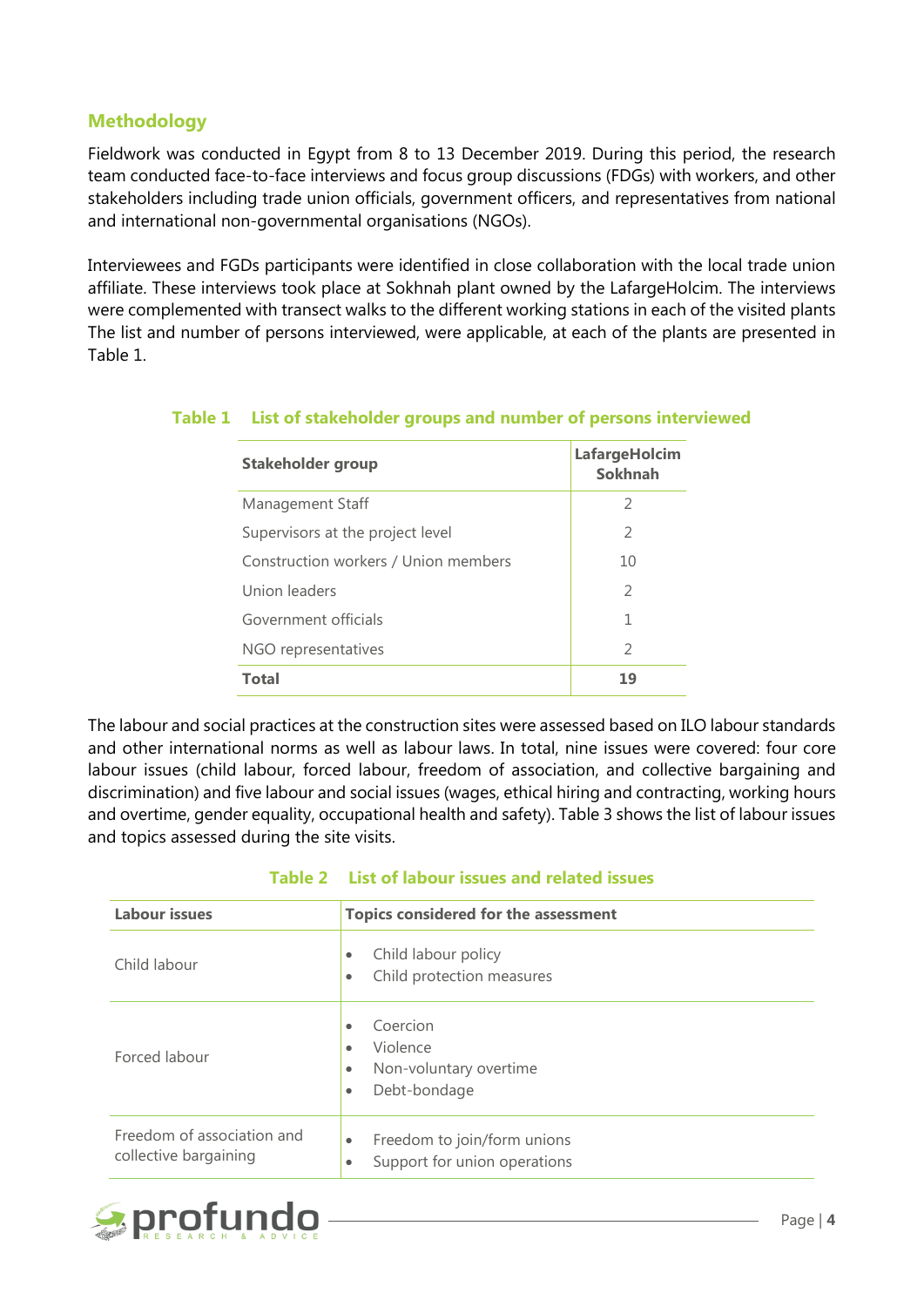## Methodology

Fieldwork was conducted in Egypt from 8 to 13 December 2019. During this period, the research team conducted face-to-face interviews and focus group discussions (FDGs) with workers, and other stakeholders including trade union officials, government officers, and representatives from national and international non-governmental organisations (NGOs).

Interviewees and FGDs participants were identified in close collaboration with the local trade union affiliate. These interviews took place at Sokhnah plant owned by the LafargeHolcim. The interviews were complemented with transect walks to the different working stations in each of the visited plants The list and number of persons interviewed, were applicable, at each of the plants are presented in Table 1.

**Table 1 List of stakeholder groups and number of persons interviewed**

| Stakeholder group | LafargeHolcim Sokhnah |
|---|---|
| Management Staff | 2 |
| Supervisors at the project level | 2 |
| Construction workers / Union members | 10 |
| Union leaders | 2 |
| Government officials | 1 |
| NGO representatives | 2 |
| **Total** | **19** |

The labour and social practices at the construction sites were assessed based on ILO labour standards and other international norms as well as labour laws. In total, nine issues were covered: four core labour issues (child labour, forced labour, freedom of association, and collective bargaining and discrimination) and five labour and social issues (wages, ethical hiring and contracting, working hours and overtime, gender equality, occupational health and safety). Table 3 shows the list of labour issues and topics assessed during the site visits.

**Table 2 List of labour issues and related issues**

| Labour issues | Topics considered for the assessment |
|---|---|
| Child labour | • Child labour policy<br>• Child protection measures |
| Forced labour | • Coercion<br>• Violence<br>• Non-voluntary overtime<br>• Debt-bondage |
| Freedom of association and collective bargaining | • Freedom to join/form unions<br>• Support for union operations |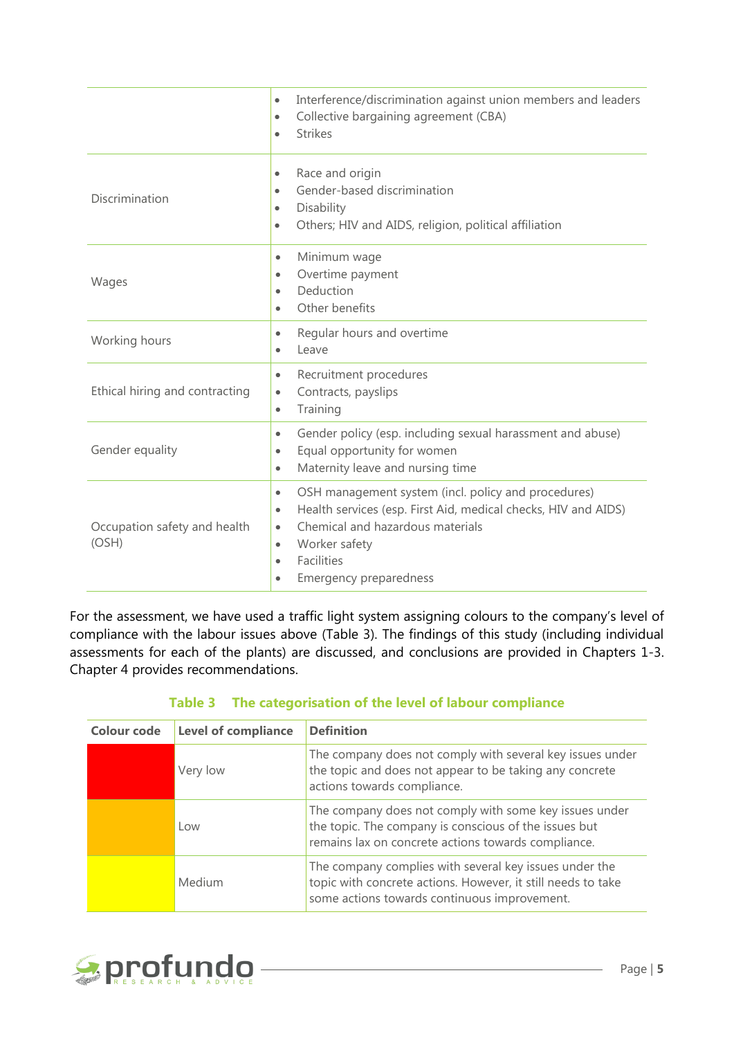| | |
|---|---|
| | • Interference/discrimination against union members and leaders<br>• Collective bargaining agreement (CBA)<br>• Strikes |
| Discrimination | • Race and origin<br>• Gender-based discrimination<br>• Disability<br>• Others; HIV and AIDS, religion, political affiliation |
| Wages | • Minimum wage<br>• Overtime payment<br>• Deduction<br>• Other benefits |
| Working hours | • Regular hours and overtime<br>• Leave |
| Ethical hiring and contracting | • Recruitment procedures<br>• Contracts, payslips<br>• Training |
| Gender equality | • Gender policy (esp. including sexual harassment and abuse)<br>• Equal opportunity for women<br>• Maternity leave and nursing time |
| Occupation safety and health (OSH) | • OSH management system (incl. policy and procedures)<br>• Health services (esp. First Aid, medical checks, HIV and AIDS)<br>• Chemical and hazardous materials<br>• Worker safety<br>• Facilities<br>• Emergency preparedness |

For the assessment, we have used a traffic light system assigning colours to the company's level of compliance with the labour issues above (Table 3). The findings of this study (including individual assessments for each of the plants) are discussed, and conclusions are provided in Chapters 1-3. Chapter 4 provides recommendations.

**Table 3 The categorisation of the level of labour compliance**

| Colour code | Level of compliance | Definition |
|---|---|---|
| Red | Very low | The company does not comply with several key issues under the topic and does not appear to be taking any concrete actions towards compliance. |
| Orange | Low | The company does not comply with some key issues under the topic. The company is conscious of the issues but remains lax on concrete actions towards compliance. |
| Yellow | Medium | The company complies with several key issues under the topic with concrete actions. However, it still needs to take some actions towards continuous improvement. |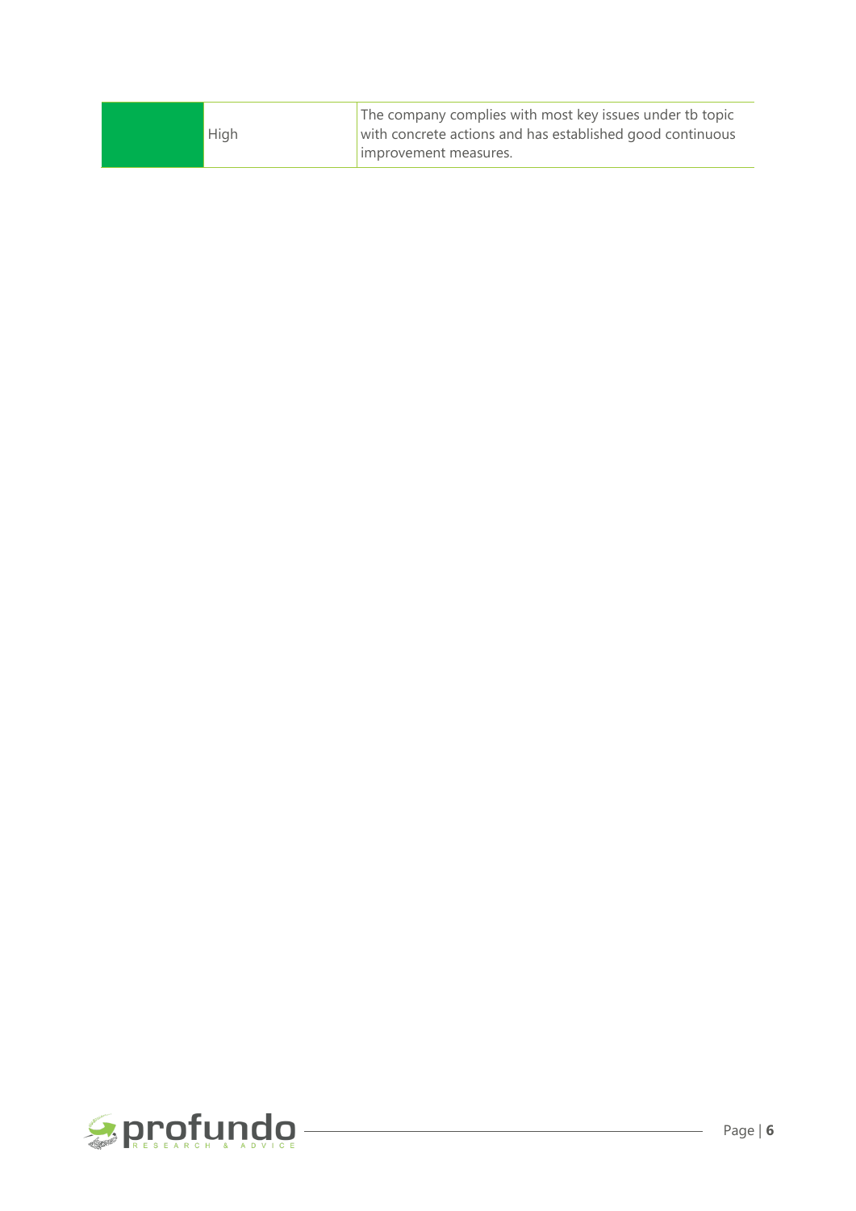|  |  |  |
|---|---|---|
|  | High | The company complies with most key issues under tb topic with concrete actions and has established good continuous improvement measures. |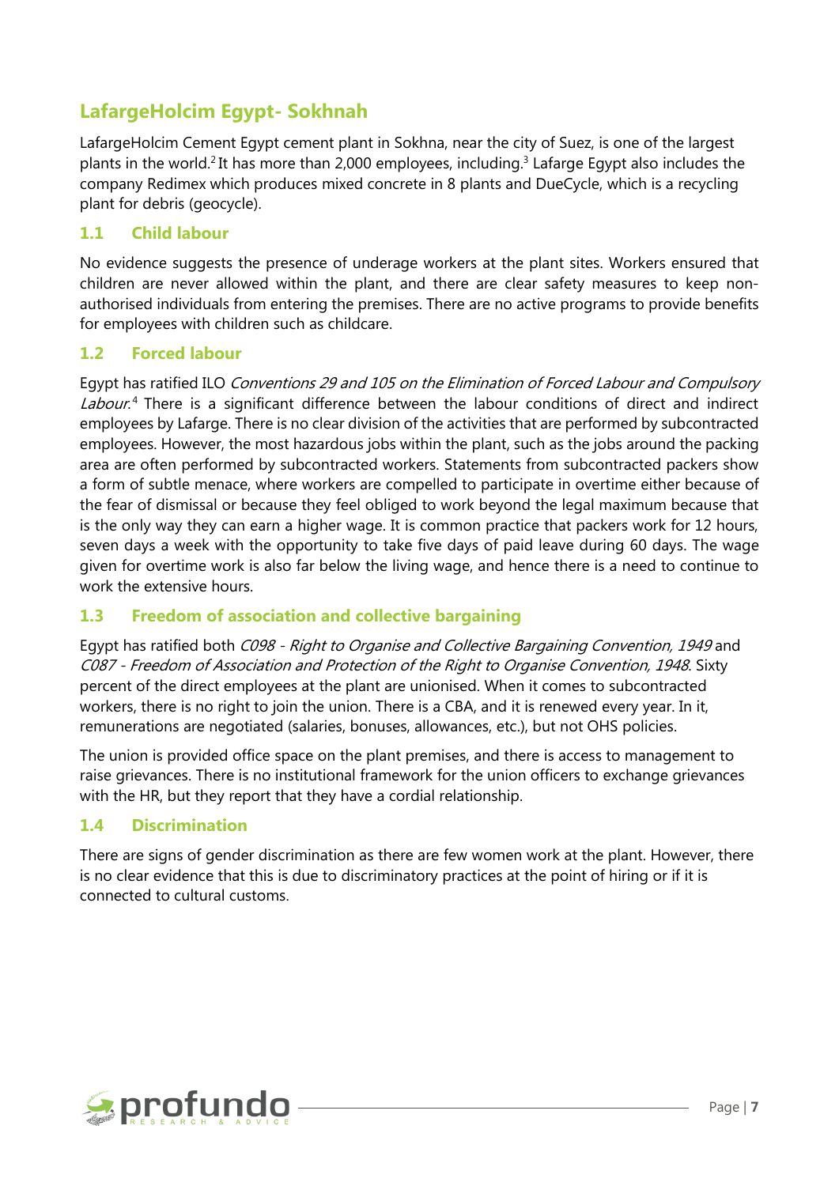## LafargeHolcim Egypt- Sokhnah

LafargeHolcim Cement Egypt cement plant in Sokhna, near the city of Suez, is one of the largest plants in the world.[2] It has more than 2,000 employees, including.[3] Lafarge Egypt also includes the company Redimex which produces mixed concrete in 8 plants and DueCycle, which is a recycling plant for debris (geocycle).

### 1.1 Child labour

No evidence suggests the presence of underage workers at the plant sites. Workers ensured that children are never allowed within the plant, and there are clear safety measures to keep non-authorised individuals from entering the premises. There are no active programs to provide benefits for employees with children such as childcare.

### 1.2 Forced labour

Egypt has ratified ILO *Conventions 29 and 105 on the Elimination of Forced Labour and Compulsory Labour.*[4] There is a significant difference between the labour conditions of direct and indirect employees by Lafarge. There is no clear division of the activities that are performed by subcontracted employees. However, the most hazardous jobs within the plant, such as the jobs around the packing area are often performed by subcontracted workers. Statements from subcontracted packers show a form of subtle menace, where workers are compelled to participate in overtime either because of the fear of dismissal or because they feel obliged to work beyond the legal maximum because that is the only way they can earn a higher wage. It is common practice that packers work for 12 hours, seven days a week with the opportunity to take five days of paid leave during 60 days. The wage given for overtime work is also far below the living wage, and hence there is a need to continue to work the extensive hours.

### 1.3 Freedom of association and collective bargaining

Egypt has ratified both *C098 - Right to Organise and Collective Bargaining Convention, 1949* and *C087 - Freedom of Association and Protection of the Right to Organise Convention, 1948*. Sixty percent of the direct employees at the plant are unionised. When it comes to subcontracted workers, there is no right to join the union. There is a CBA, and it is renewed every year. In it, remunerations are negotiated (salaries, bonuses, allowances, etc.), but not OHS policies.

The union is provided office space on the plant premises, and there is access to management to raise grievances. There is no institutional framework for the union officers to exchange grievances with the HR, but they report that they have a cordial relationship.

### 1.4 Discrimination

There are signs of gender discrimination as there are few women work at the plant. However, there is no clear evidence that this is due to discriminatory practices at the point of hiring or if it is connected to cultural customs.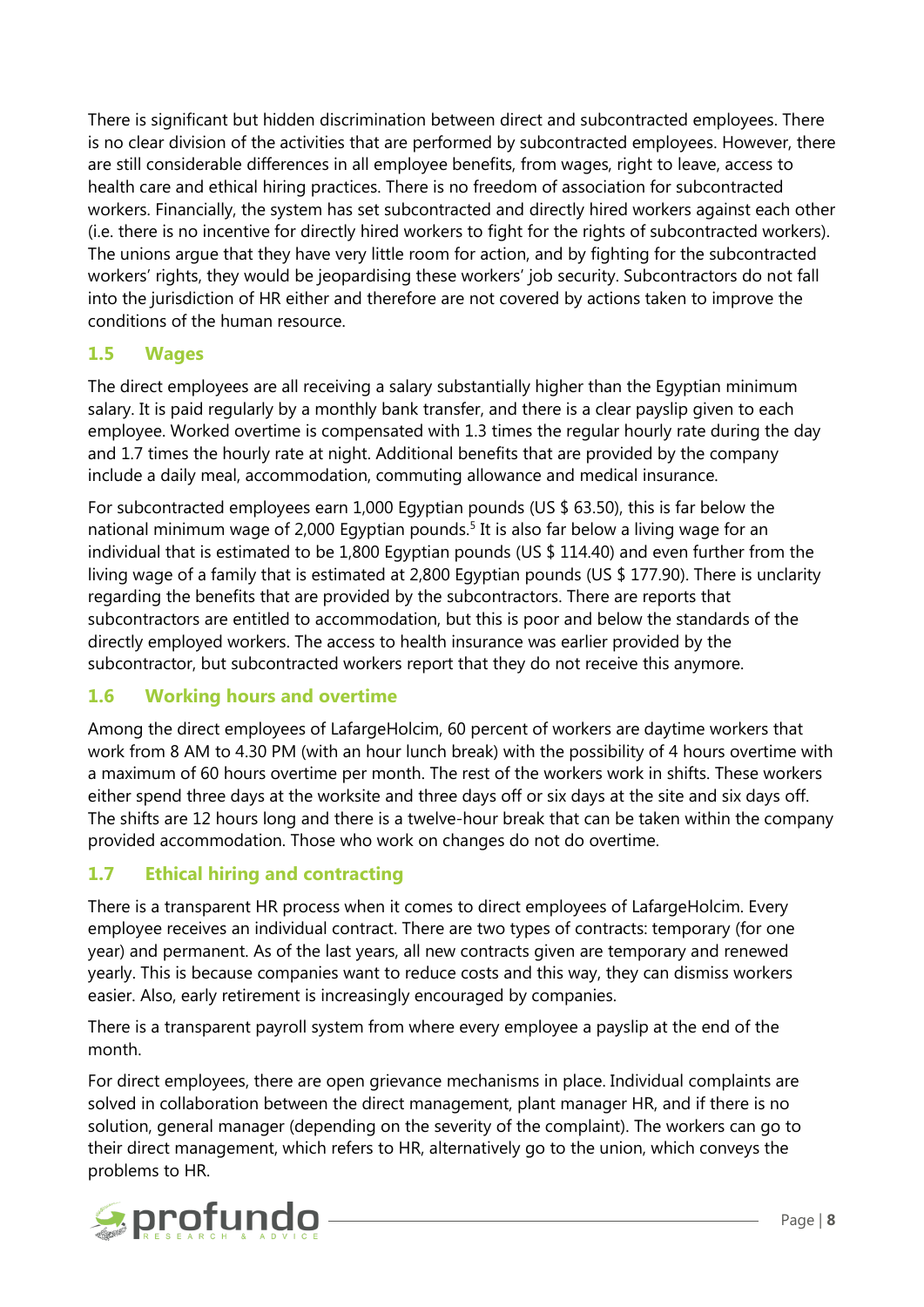There is significant but hidden discrimination between direct and subcontracted employees. There is no clear division of the activities that are performed by subcontracted employees. However, there are still considerable differences in all employee benefits, from wages, right to leave, access to health care and ethical hiring practices. There is no freedom of association for subcontracted workers. Financially, the system has set subcontracted and directly hired workers against each other (i.e. there is no incentive for directly hired workers to fight for the rights of subcontracted workers). The unions argue that they have very little room for action, and by fighting for the subcontracted workers' rights, they would be jeopardising these workers' job security. Subcontractors do not fall into the jurisdiction of HR either and therefore are not covered by actions taken to improve the conditions of the human resource.

## 1.5 Wages

The direct employees are all receiving a salary substantially higher than the Egyptian minimum salary. It is paid regularly by a monthly bank transfer, and there is a clear payslip given to each employee. Worked overtime is compensated with 1.3 times the regular hourly rate during the day and 1.7 times the hourly rate at night. Additional benefits that are provided by the company include a daily meal, accommodation, commuting allowance and medical insurance.

For subcontracted employees earn 1,000 Egyptian pounds (US $ 63.50), this is far below the national minimum wage of 2,000 Egyptian pounds.[5] It is also far below a living wage for an individual that is estimated to be 1,800 Egyptian pounds (US $ 114.40) and even further from the living wage of a family that is estimated at 2,800 Egyptian pounds (US $ 177.90). There is unclarity regarding the benefits that are provided by the subcontractors. There are reports that subcontractors are entitled to accommodation, but this is poor and below the standards of the directly employed workers. The access to health insurance was earlier provided by the subcontractor, but subcontracted workers report that they do not receive this anymore.

## 1.6 Working hours and overtime

Among the direct employees of LafargeHolcim, 60 percent of workers are daytime workers that work from 8 AM to 4.30 PM (with an hour lunch break) with the possibility of 4 hours overtime with a maximum of 60 hours overtime per month. The rest of the workers work in shifts. These workers either spend three days at the worksite and three days off or six days at the site and six days off. The shifts are 12 hours long and there is a twelve-hour break that can be taken within the company provided accommodation. Those who work on changes do not do overtime.

## 1.7 Ethical hiring and contracting

There is a transparent HR process when it comes to direct employees of LafargeHolcim. Every employee receives an individual contract. There are two types of contracts: temporary (for one year) and permanent. As of the last years, all new contracts given are temporary and renewed yearly. This is because companies want to reduce costs and this way, they can dismiss workers easier. Also, early retirement is increasingly encouraged by companies.

There is a transparent payroll system from where every employee a payslip at the end of the month.

For direct employees, there are open grievance mechanisms in place. Individual complaints are solved in collaboration between the direct management, plant manager HR, and if there is no solution, general manager (depending on the severity of the complaint). The workers can go to their direct management, which refers to HR, alternatively go to the union, which conveys the problems to HR.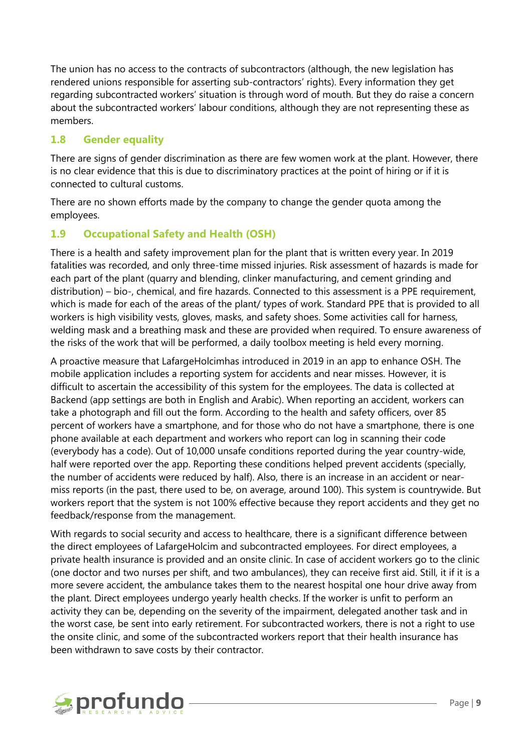The union has no access to the contracts of subcontractors (although, the new legislation has rendered unions responsible for asserting sub-contractors' rights). Every information they get regarding subcontracted workers' situation is through word of mouth. But they do raise a concern about the subcontracted workers' labour conditions, although they are not representing these as members.

### 1.8 Gender equality

There are signs of gender discrimination as there are few women work at the plant. However, there is no clear evidence that this is due to discriminatory practices at the point of hiring or if it is connected to cultural customs.

There are no shown efforts made by the company to change the gender quota among the employees.

### 1.9 Occupational Safety and Health (OSH)

There is a health and safety improvement plan for the plant that is written every year. In 2019 fatalities was recorded, and only three-time missed injuries. Risk assessment of hazards is made for each part of the plant (quarry and blending, clinker manufacturing, and cement grinding and distribution) – bio-, chemical, and fire hazards. Connected to this assessment is a PPE requirement, which is made for each of the areas of the plant/ types of work. Standard PPE that is provided to all workers is high visibility vests, gloves, masks, and safety shoes. Some activities call for harness, welding mask and a breathing mask and these are provided when required. To ensure awareness of the risks of the work that will be performed, a daily toolbox meeting is held every morning.

A proactive measure that LafargeHolcimhas introduced in 2019 in an app to enhance OSH. The mobile application includes a reporting system for accidents and near misses. However, it is difficult to ascertain the accessibility of this system for the employees. The data is collected at Backend (app settings are both in English and Arabic). When reporting an accident, workers can take a photograph and fill out the form. According to the health and safety officers, over 85 percent of workers have a smartphone, and for those who do not have a smartphone, there is one phone available at each department and workers who report can log in scanning their code (everybody has a code). Out of 10,000 unsafe conditions reported during the year country-wide, half were reported over the app. Reporting these conditions helped prevent accidents (specially, the number of accidents were reduced by half). Also, there is an increase in an accident or near-miss reports (in the past, there used to be, on average, around 100). This system is countrywide. But workers report that the system is not 100% effective because they report accidents and they get no feedback/response from the management.

With regards to social security and access to healthcare, there is a significant difference between the direct employees of LafargeHolcim and subcontracted employees. For direct employees, a private health insurance is provided and an onsite clinic. In case of accident workers go to the clinic (one doctor and two nurses per shift, and two ambulances), they can receive first aid. Still, it if it is a more severe accident, the ambulance takes them to the nearest hospital one hour drive away from the plant. Direct employees undergo yearly health checks. If the worker is unfit to perform an activity they can be, depending on the severity of the impairment, delegated another task and in the worst case, be sent into early retirement. For subcontracted workers, there is not a right to use the onsite clinic, and some of the subcontracted workers report that their health insurance has been withdrawn to save costs by their contractor.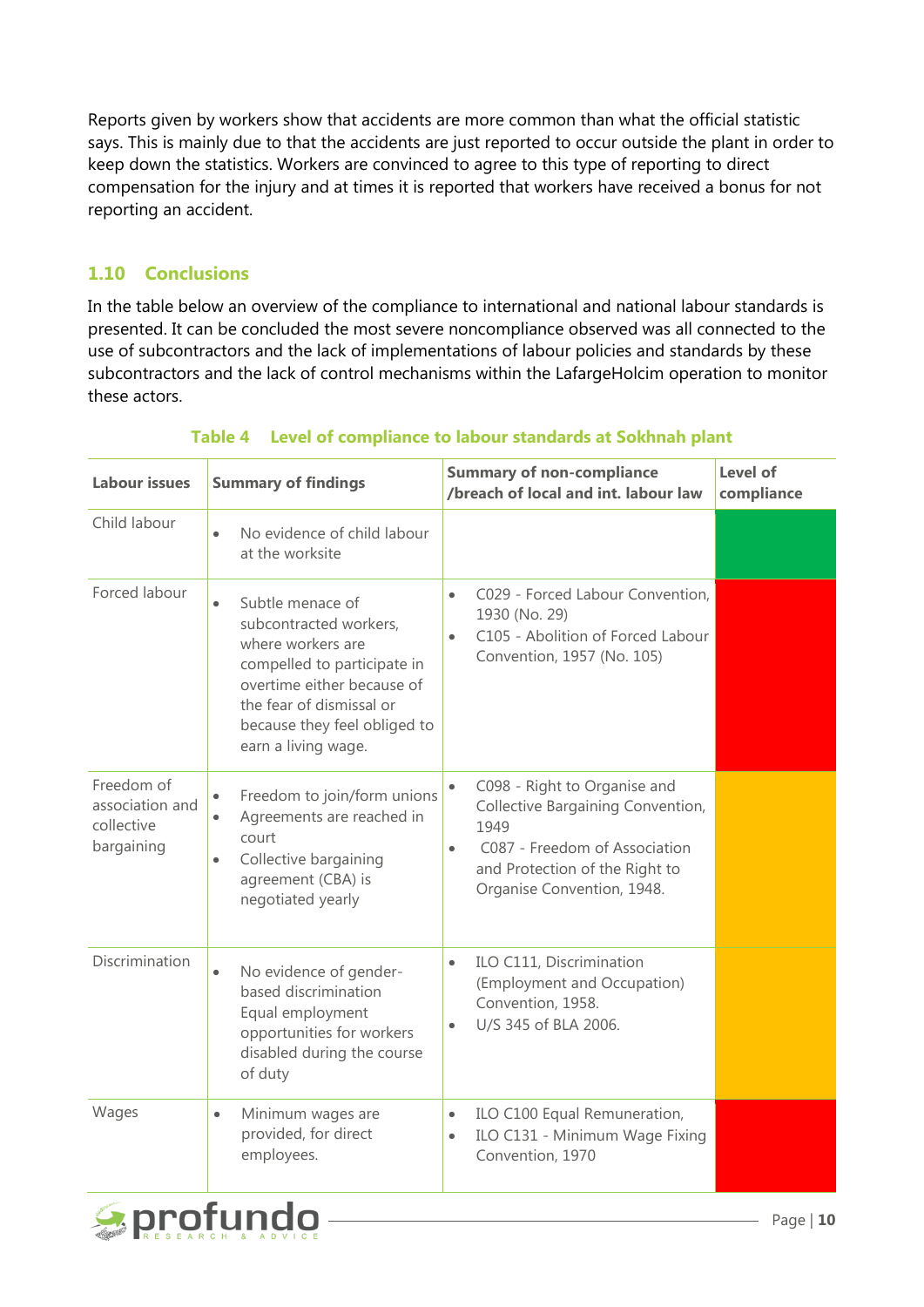Reports given by workers show that accidents are more common than what the official statistic says. This is mainly due to that the accidents are just reported to occur outside the plant in order to keep down the statistics. Workers are convinced to agree to this type of reporting to direct compensation for the injury and at times it is reported that workers have received a bonus for not reporting an accident.

## 1.10 Conclusions

In the table below an overview of the compliance to international and national labour standards is presented. It can be concluded the most severe noncompliance observed was all connected to the use of subcontractors and the lack of implementations of labour policies and standards by these subcontractors and the lack of control mechanisms within the LafargeHolcim operation to monitor these actors.

**Table 4 Level of compliance to labour standards at Sokhnah plant**

| Labour issues | Summary of findings | Summary of non-compliance /breach of local and int. labour law | Level of compliance |
|---|---|---|---|
| Child labour | • No evidence of child labour at the worksite | | (green) |
| Forced labour | • Subtle menace of subcontracted workers, where workers are compelled to participate in overtime either because of the fear of dismissal or because they feel obliged to earn a living wage. | • C029 - Forced Labour Convention, 1930 (No. 29)<br>• C105 - Abolition of Forced Labour Convention, 1957 (No. 105) | (red) |
| Freedom of association and collective bargaining | • Freedom to join/form unions<br>• Agreements are reached in court<br>• Collective bargaining agreement (CBA) is negotiated yearly | • C098 - Right to Organise and Collective Bargaining Convention, 1949<br>• C087 - Freedom of Association and Protection of the Right to Organise Convention, 1948. | (amber) |
| Discrimination | • No evidence of gender-based discrimination Equal employment opportunities for workers disabled during the course of duty | • ILO C111, Discrimination (Employment and Occupation) Convention, 1958.<br>• U/S 345 of BLA 2006. | (amber) |
| Wages | • Minimum wages are provided, for direct employees. | • ILO C100 Equal Remuneration,<br>• ILO C131 - Minimum Wage Fixing Convention, 1970 | (red) |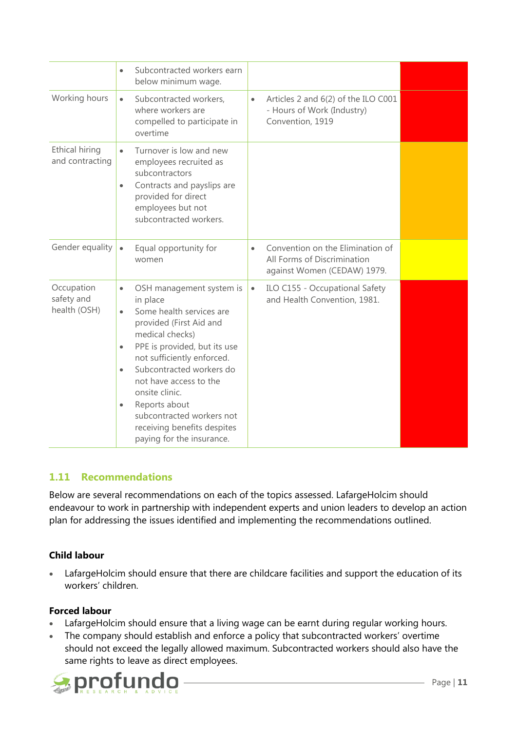| | | | |
|---|---|---|---|
| | • Subcontracted workers earn below minimum wage. | | |
| Working hours | • Subcontracted workers, where workers are compelled to participate in overtime | • Articles 2 and 6(2) of the ILO C001 - Hours of Work (Industry) Convention, 1919 | |
| Ethical hiring and contracting | • Turnover is low and new employees recruited as subcontractors<br>• Contracts and payslips are provided for direct employees but not subcontracted workers. | | |
| Gender equality | • Equal opportunity for women | • Convention on the Elimination of All Forms of Discrimination against Women (CEDAW) 1979. | |
| Occupation safety and health (OSH) | • OSH management system is in place<br>• Some health services are provided (First Aid and medical checks)<br>• PPE is provided, but its use not sufficiently enforced.<br>• Subcontracted workers do not have access to the onsite clinic.<br>• Reports about subcontracted workers not receiving benefits despites paying for the insurance. | • ILO C155 - Occupational Safety and Health Convention, 1981. | |

## 1.11 Recommendations

Below are several recommendations on each of the topics assessed. LafargeHolcim should endeavour to work in partnership with independent experts and union leaders to develop an action plan for addressing the issues identified and implementing the recommendations outlined.

**Child labour**

- LafargeHolcim should ensure that there are childcare facilities and support the education of its workers' children.

**Forced labour**

- LafargeHolcim should ensure that a living wage can be earnt during regular working hours.
- The company should establish and enforce a policy that subcontracted workers' overtime should not exceed the legally allowed maximum. Subcontracted workers should also have the same rights to leave as direct employees.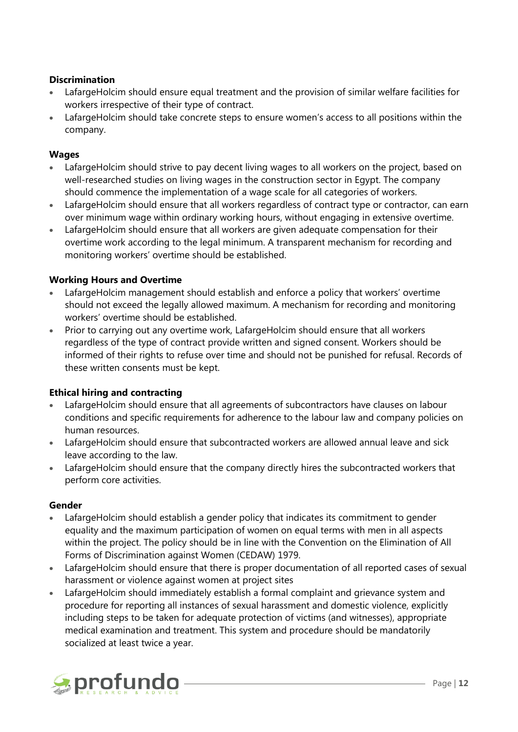**Discrimination**

- LafargeHolcim should ensure equal treatment and the provision of similar welfare facilities for workers irrespective of their type of contract.
- LafargeHolcim should take concrete steps to ensure women's access to all positions within the company.

**Wages**

- LafargeHolcim should strive to pay decent living wages to all workers on the project, based on well-researched studies on living wages in the construction sector in Egypt. The company should commence the implementation of a wage scale for all categories of workers.
- LafargeHolcim should ensure that all workers regardless of contract type or contractor, can earn over minimum wage within ordinary working hours, without engaging in extensive overtime.
- LafargeHolcim should ensure that all workers are given adequate compensation for their overtime work according to the legal minimum. A transparent mechanism for recording and monitoring workers' overtime should be established.

**Working Hours and Overtime**

- LafargeHolcim management should establish and enforce a policy that workers' overtime should not exceed the legally allowed maximum. A mechanism for recording and monitoring workers' overtime should be established.
- Prior to carrying out any overtime work, LafargeHolcim should ensure that all workers regardless of the type of contract provide written and signed consent. Workers should be informed of their rights to refuse over time and should not be punished for refusal. Records of these written consents must be kept.

**Ethical hiring and contracting**

- LafargeHolcim should ensure that all agreements of subcontractors have clauses on labour conditions and specific requirements for adherence to the labour law and company policies on human resources.
- LafargeHolcim should ensure that subcontracted workers are allowed annual leave and sick leave according to the law.
- LafargeHolcim should ensure that the company directly hires the subcontracted workers that perform core activities.

**Gender**

- LafargeHolcim should establish a gender policy that indicates its commitment to gender equality and the maximum participation of women on equal terms with men in all aspects within the project. The policy should be in line with the Convention on the Elimination of All Forms of Discrimination against Women (CEDAW) 1979.
- LafargeHolcim should ensure that there is proper documentation of all reported cases of sexual harassment or violence against women at project sites
- LafargeHolcim should immediately establish a formal complaint and grievance system and procedure for reporting all instances of sexual harassment and domestic violence, explicitly including steps to be taken for adequate protection of victims (and witnesses), appropriate medical examination and treatment. This system and procedure should be mandatorily socialized at least twice a year.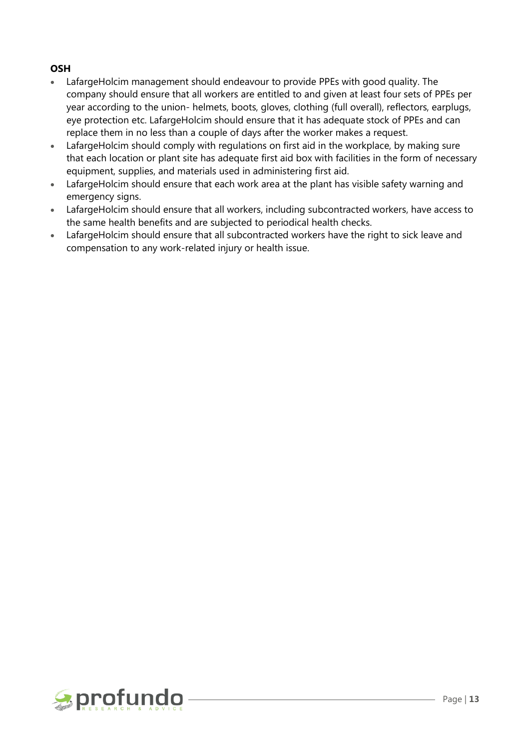**OSH**

- LafargeHolcim management should endeavour to provide PPEs with good quality. The company should ensure that all workers are entitled to and given at least four sets of PPEs per year according to the union- helmets, boots, gloves, clothing (full overall), reflectors, earplugs, eye protection etc. LafargeHolcim should ensure that it has adequate stock of PPEs and can replace them in no less than a couple of days after the worker makes a request.
- LafargeHolcim should comply with regulations on first aid in the workplace, by making sure that each location or plant site has adequate first aid box with facilities in the form of necessary equipment, supplies, and materials used in administering first aid.
- LafargeHolcim should ensure that each work area at the plant has visible safety warning and emergency signs.
- LafargeHolcim should ensure that all workers, including subcontracted workers, have access to the same health benefits and are subjected to periodical health checks.
- LafargeHolcim should ensure that all subcontracted workers have the right to sick leave and compensation to any work-related injury or health issue.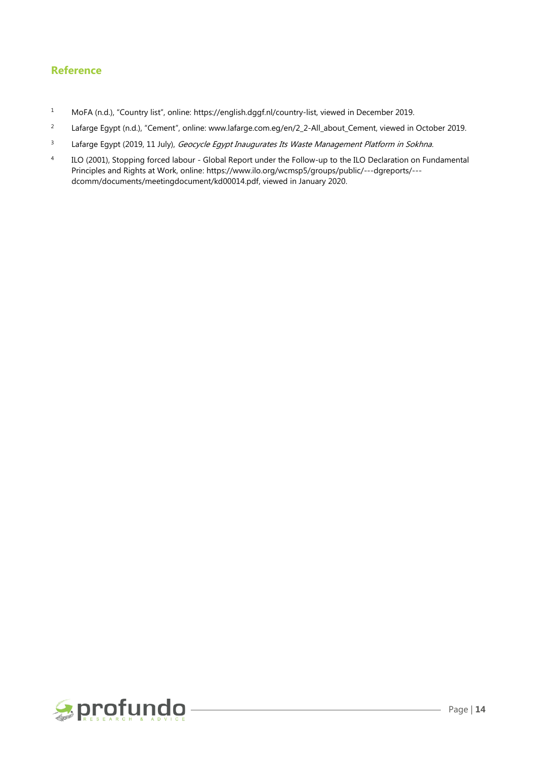## Reference

1. MoFA (n.d.), "Country list", online: https://english.dggf.nl/country-list, viewed in December 2019.
2. Lafarge Egypt (n.d.), "Cement", online: www.lafarge.com.eg/en/2_2-All_about_Cement, viewed in October 2019.
3. Lafarge Egypt (2019, 11 July), *Geocycle Egypt Inaugurates Its Waste Management Platform in Sokhna*.
4. ILO (2001), Stopping forced labour - Global Report under the Follow-up to the ILO Declaration on Fundamental Principles and Rights at Work, online: https://www.ilo.org/wcmsp5/groups/public/---dgreports/---dcomm/documents/meetingdocument/kd00014.pdf, viewed in January 2020.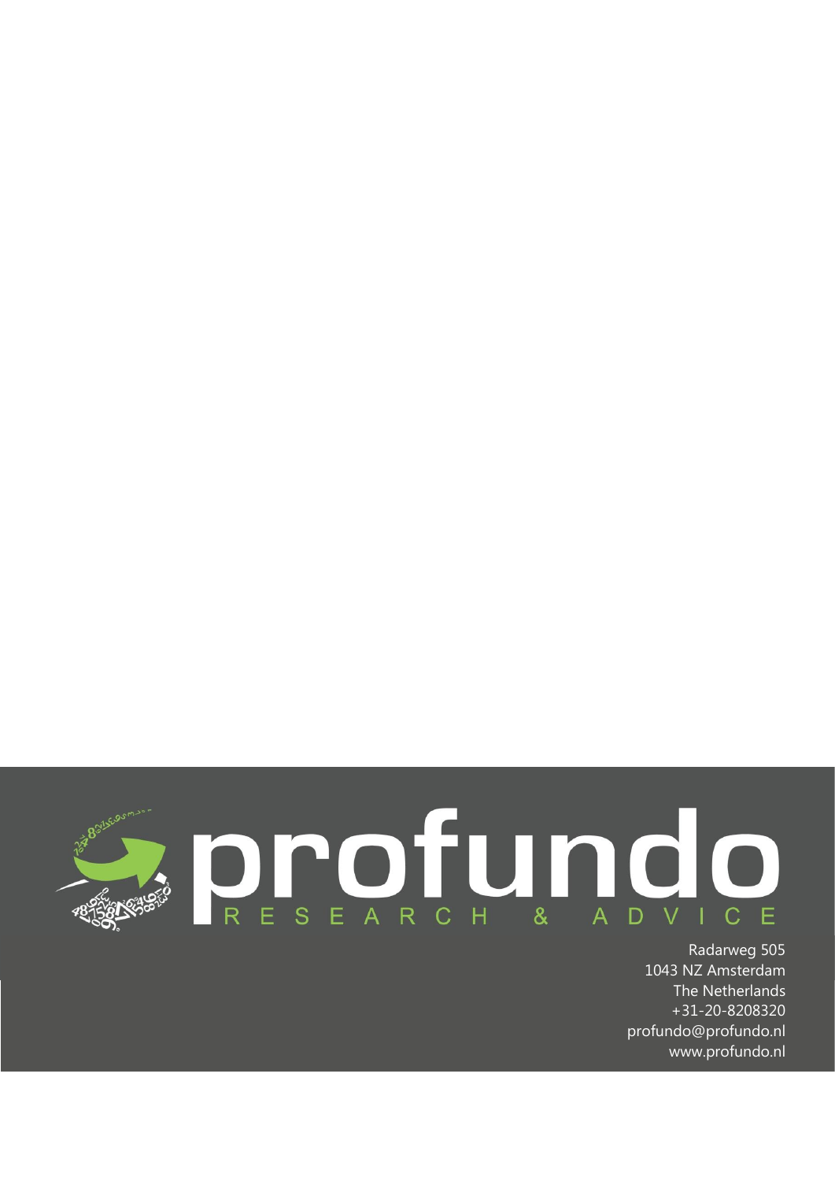profundo

RESEARCH & ADVICE

Radarweg 505
1043 NZ Amsterdam
The Netherlands
+31-20-8208320
profundo@profundo.nl
www.profundo.nl